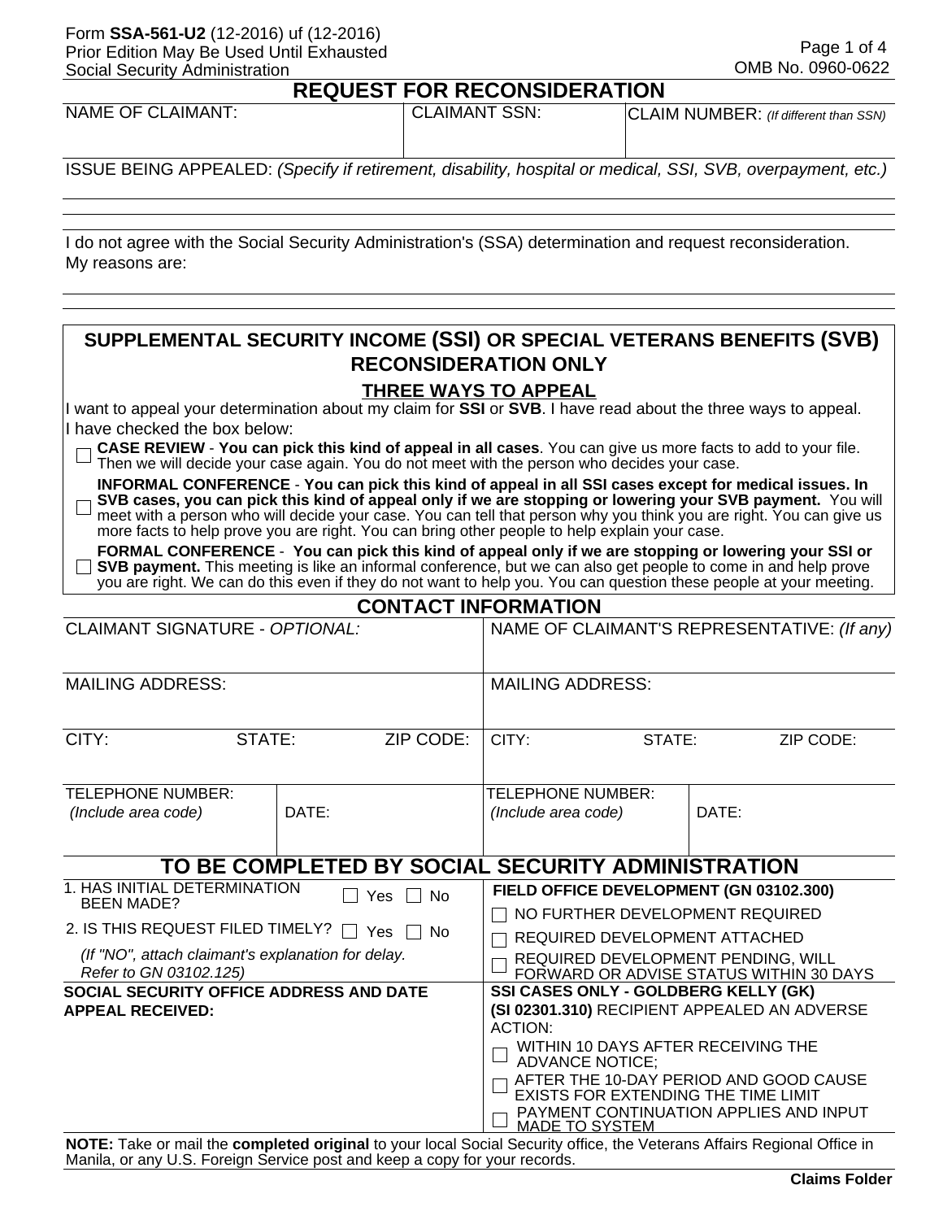Form **SSA-561-U2** (12-2016) uf (12-2016)
Prior Edition May Be Used Until Exhausted
Social Security Administration

OMB No. 0960-0622

# REQUEST FOR RECONSIDERATION

| NAME OF CLAIMANT: | CLAIMANT SSN: | CLAIM NUMBER: *(If different than SSN)* |
|---|---|---|
| | | |

ISSUE BEING APPEALED: *(Specify if retirement, disability, hospital or medical, SSI, SVB, overpayment, etc.)*

I do not agree with the Social Security Administration's (SSA) determination and request reconsideration.
My reasons are:

## SUPPLEMENTAL SECURITY INCOME (SSI) OR SPECIAL VETERANS BENEFITS (SVB) RECONSIDERATION ONLY

### THREE WAYS TO APPEAL

I want to appeal your determination about my claim for **SSI** or **SVB**. I have read about the three ways to appeal. I have checked the box below:

- ☐ **CASE REVIEW** - **You can pick this kind of appeal in all cases**. You can give us more facts to add to your file. Then we will decide your case again. You do not meet with the person who decides your case.
- ☐ **INFORMAL CONFERENCE** - **You can pick this kind of appeal in all SSI cases except for medical issues. In SVB cases, you can pick this kind of appeal only if we are stopping or lowering your SVB payment.** You will meet with a person who will decide your case. You can tell that person why you think you are right. You can give us more facts to help prove you are right. You can bring other people to help explain your case.
- ☐ **FORMAL CONFERENCE** - **You can pick this kind of appeal only if we are stopping or lowering your SSI or SVB payment.** This meeting is like an informal conference, but we can also get people to come in and help prove you are right. We can do this even if they do not want to help you. You can question these people at your meeting.

## CONTACT INFORMATION

| CLAIMANT SIGNATURE - *OPTIONAL:* | | NAME OF CLAIMANT'S REPRESENTATIVE: *(If any)* | |
|---|---|---|---|
| MAILING ADDRESS: | | MAILING ADDRESS: | |
| CITY: STATE: ZIP CODE: | | CITY: STATE: ZIP CODE: | |
| TELEPHONE NUMBER: *(Include area code)* | DATE: | TELEPHONE NUMBER: *(Include area code)* | DATE: |

## TO BE COMPLETED BY SOCIAL SECURITY ADMINISTRATION

1. HAS INITIAL DETERMINATION BEEN MADE? ☐ Yes ☐ No
2. IS THIS REQUEST FILED TIMELY? ☐ Yes ☐ No

*(If "NO", attach claimant's explanation for delay. Refer to GN 03102.125)*

**FIELD OFFICE DEVELOPMENT (GN 03102.300)**

- ☐ NO FURTHER DEVELOPMENT REQUIRED
- ☐ REQUIRED DEVELOPMENT ATTACHED
- ☐ REQUIRED DEVELOPMENT PENDING, WILL FORWARD OR ADVISE STATUS WITHIN 30 DAYS

**SOCIAL SECURITY OFFICE ADDRESS AND DATE APPEAL RECEIVED:**

**SSI CASES ONLY - GOLDBERG KELLY (GK) (SI 02301.310)** RECIPIENT APPEALED AN ADVERSE ACTION:

- ☐ WITHIN 10 DAYS AFTER RECEIVING THE ADVANCE NOTICE;
- ☐ AFTER THE 10-DAY PERIOD AND GOOD CAUSE EXISTS FOR EXTENDING THE TIME LIMIT
- ☐ PAYMENT CONTINUATION APPLIES AND INPUT MADE TO SYSTEM

**NOTE:** Take or mail the **completed original** to your local Social Security office, the Veterans Affairs Regional Office in Manila, or any U.S. Foreign Service post and keep a copy for your records.

**Claims Folder**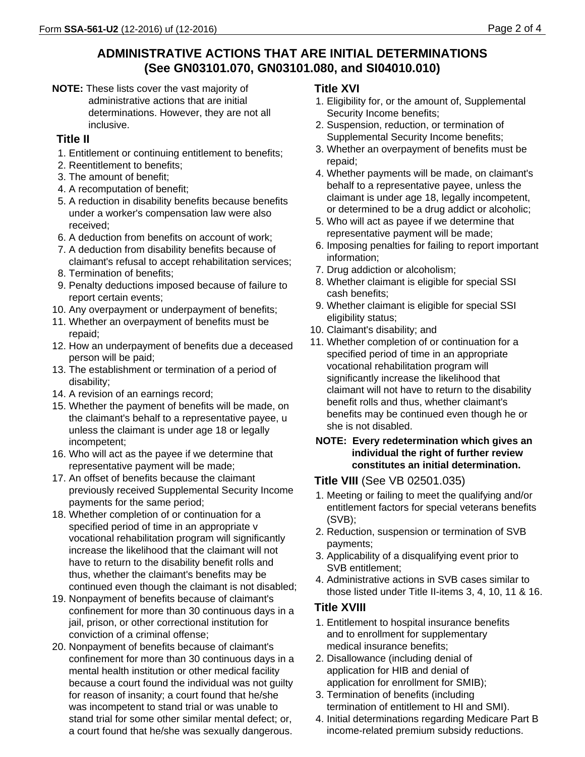## ADMINISTRATIVE ACTIONS THAT ARE INITIAL DETERMINATIONS (See GN03101.070, GN03101.080, and SI04010.010)

**NOTE:** These lists cover the vast majority of administrative actions that are initial determinations. However, they are not all inclusive.

### Title II

1. Entitlement or continuing entitlement to benefits;
2. Reentitlement to benefits;
3. The amount of benefit;
4. A recomputation of benefit;
5. A reduction in disability benefits because benefits under a worker's compensation law were also received;
6. A deduction from benefits on account of work;
7. A deduction from disability benefits because of claimant's refusal to accept rehabilitation services;
8. Termination of benefits;
9. Penalty deductions imposed because of failure to report certain events;
10. Any overpayment or underpayment of benefits;
11. Whether an overpayment of benefits must be repaid;
12. How an underpayment of benefits due a deceased person will be paid;
13. The establishment or termination of a period of disability;
14. A revision of an earnings record;
15. Whether the payment of benefits will be made, on the claimant's behalf to a representative payee, u unless the claimant is under age 18 or legally incompetent;
16. Who will act as the payee if we determine that representative payment will be made;
17. An offset of benefits because the claimant previously received Supplemental Security Income payments for the same period;
18. Whether completion of or continuation for a specified period of time in an appropriate v vocational rehabilitation program will significantly increase the likelihood that the claimant will not have to return to the disability benefit rolls and thus, whether the claimant's benefits may be continued even though the claimant is not disabled;
19. Nonpayment of benefits because of claimant's confinement for more than 30 continuous days in a jail, prison, or other correctional institution for conviction of a criminal offense;
20. Nonpayment of benefits because of claimant's confinement for more than 30 continuous days in a mental health institution or other medical facility because a court found the individual was not guilty for reason of insanity; a court found that he/she was incompetent to stand trial or was unable to stand trial for some other similar mental defect; or, a court found that he/she was sexually dangerous.

### Title XVI

1. Eligibility for, or the amount of, Supplemental Security Income benefits;
2. Suspension, reduction, or termination of Supplemental Security Income benefits;
3. Whether an overpayment of benefits must be repaid;
4. Whether payments will be made, on claimant's behalf to a representative payee, unless the claimant is under age 18, legally incompetent, or determined to be a drug addict or alcoholic;
5. Who will act as payee if we determine that representative payment will be made;
6. Imposing penalties for failing to report important information;
7. Drug addiction or alcoholism;
8. Whether claimant is eligible for special SSI cash benefits;
9. Whether claimant is eligible for special SSI eligibility status;
10. Claimant's disability; and
11. Whether completion of or continuation for a specified period of time in an appropriate vocational rehabilitation program will significantly increase the likelihood that claimant will not have to return to the disability benefit rolls and thus, whether claimant's benefits may be continued even though he or she is not disabled.

**NOTE: Every redetermination which gives an individual the right of further review constitutes an initial determination.**

### Title VIII (See VB 02501.035)

1. Meeting or failing to meet the qualifying and/or entitlement factors for special veterans benefits (SVB);
2. Reduction, suspension or termination of SVB payments;
3. Applicability of a disqualifying event prior to SVB entitlement;
4. Administrative actions in SVB cases similar to those listed under Title II-items 3, 4, 10, 11 & 16.

### Title XVIII

1. Entitlement to hospital insurance benefits and to enrollment for supplementary medical insurance benefits;
2. Disallowance (including denial of application for HIB and denial of application for enrollment for SMIB);
3. Termination of benefits (including termination of entitlement to HI and SMI).
4. Initial determinations regarding Medicare Part B income-related premium subsidy reductions.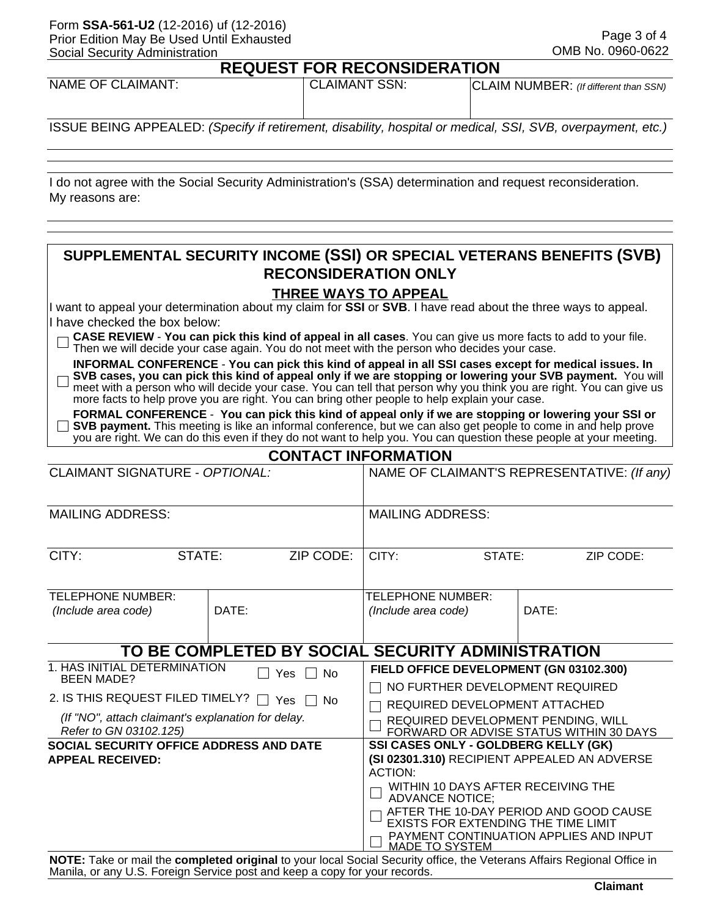Form **SSA-561-U2** (12-2016) uf (12-2016)
Prior Edition May Be Used Until Exhausted
Social Security Administration

OMB No. 0960-0622

# REQUEST FOR RECONSIDERATION

| NAME OF CLAIMANT: | CLAIMANT SSN: | CLAIM NUMBER: *(If different than SSN)* |
|---|---|---|
| | | |

ISSUE BEING APPEALED: *(Specify if retirement, disability, hospital or medical, SSI, SVB, overpayment, etc.)*

I do not agree with the Social Security Administration's (SSA) determination and request reconsideration. My reasons are:

## SUPPLEMENTAL SECURITY INCOME (SSI) OR SPECIAL VETERANS BENEFITS (SVB) RECONSIDERATION ONLY

### THREE WAYS TO APPEAL

I want to appeal your determination about my claim for **SSI** or **SVB**. I have read about the three ways to appeal. I have checked the box below:

- ☐ **CASE REVIEW** - **You can pick this kind of appeal in all cases**. You can give us more facts to add to your file. Then we will decide your case again. You do not meet with the person who decides your case.
- ☐ **INFORMAL CONFERENCE** - **You can pick this kind of appeal in all SSI cases except for medical issues. In SVB cases, you can pick this kind of appeal only if we are stopping or lowering your SVB payment.** You will meet with a person who will decide your case. You can tell that person why you think you are right. You can give us more facts to help prove you are right. You can bring other people to help explain your case.
- ☐ **FORMAL CONFERENCE** - **You can pick this kind of appeal only if we are stopping or lowering your SSI or SVB payment.** This meeting is like an informal conference, but we can also get people to come in and help prove you are right. We can do this even if they do not want to help you. You can question these people at your meeting.

## CONTACT INFORMATION

| CLAIMANT SIGNATURE - *OPTIONAL:* | | | NAME OF CLAIMANT'S REPRESENTATIVE: *(If any)* | | |
|---|---|---|---|---|---|
| MAILING ADDRESS: | | | MAILING ADDRESS: | | |
| CITY: | STATE: | ZIP CODE: | CITY: | STATE: | ZIP CODE: |
| TELEPHONE NUMBER: *(Include area code)* | DATE: | | TELEPHONE NUMBER: *(Include area code)* | DATE: | |

## TO BE COMPLETED BY SOCIAL SECURITY ADMINISTRATION

1. HAS INITIAL DETERMINATION BEEN MADE? ☐ Yes ☐ No
2. IS THIS REQUEST FILED TIMELY? ☐ Yes ☐ No

*(If "NO", attach claimant's explanation for delay. Refer to GN 03102.125)*

**SOCIAL SECURITY OFFICE ADDRESS AND DATE APPEAL RECEIVED:**

**FIELD OFFICE DEVELOPMENT (GN 03102.300)**

- ☐ NO FURTHER DEVELOPMENT REQUIRED
- ☐ REQUIRED DEVELOPMENT ATTACHED
- ☐ REQUIRED DEVELOPMENT PENDING, WILL FORWARD OR ADVISE STATUS WITHIN 30 DAYS

**SSI CASES ONLY - GOLDBERG KELLY (GK) (SI 02301.310)** RECIPIENT APPEALED AN ADVERSE ACTION:

- ☐ WITHIN 10 DAYS AFTER RECEIVING THE ADVANCE NOTICE;
- ☐ AFTER THE 10-DAY PERIOD AND GOOD CAUSE EXISTS FOR EXTENDING THE TIME LIMIT
- ☐ PAYMENT CONTINUATION APPLIES AND INPUT MADE TO SYSTEM

**NOTE:** Take or mail the **completed original** to your local Social Security office, the Veterans Affairs Regional Office in Manila, or any U.S. Foreign Service post and keep a copy for your records.

**Claimant**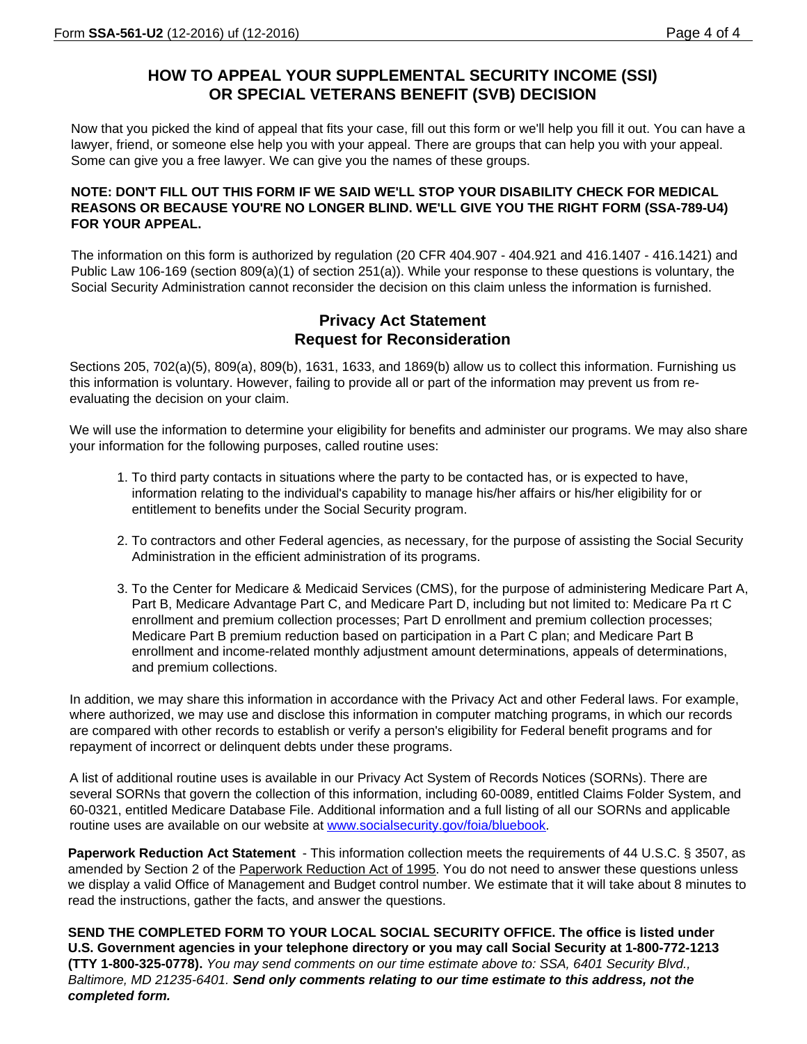# HOW TO APPEAL YOUR SUPPLEMENTAL SECURITY INCOME (SSI) OR SPECIAL VETERANS BENEFIT (SVB) DECISION

Now that you picked the kind of appeal that fits your case, fill out this form or we'll help you fill it out. You can have a lawyer, friend, or someone else help you with your appeal. There are groups that can help you with your appeal. Some can give you a free lawyer. We can give you the names of these groups.

**NOTE: DON'T FILL OUT THIS FORM IF WE SAID WE'LL STOP YOUR DISABILITY CHECK FOR MEDICAL REASONS OR BECAUSE YOU'RE NO LONGER BLIND. WE'LL GIVE YOU THE RIGHT FORM (SSA-789-U4) FOR YOUR APPEAL.**

The information on this form is authorized by regulation (20 CFR 404.907 - 404.921 and 416.1407 - 416.1421) and Public Law 106-169 (section 809(a)(1) of section 251(a)). While your response to these questions is voluntary, the Social Security Administration cannot reconsider the decision on this claim unless the information is furnished.

## Privacy Act Statement
## Request for Reconsideration

Sections 205, 702(a)(5), 809(a), 809(b), 1631, 1633, and 1869(b) allow us to collect this information. Furnishing us this information is voluntary. However, failing to provide all or part of the information may prevent us from re-evaluating the decision on your claim.

We will use the information to determine your eligibility for benefits and administer our programs. We may also share your information for the following purposes, called routine uses:

1. To third party contacts in situations where the party to be contacted has, or is expected to have, information relating to the individual's capability to manage his/her affairs or his/her eligibility for or entitlement to benefits under the Social Security program.

2. To contractors and other Federal agencies, as necessary, for the purpose of assisting the Social Security Administration in the efficient administration of its programs.

3. To the Center for Medicare & Medicaid Services (CMS), for the purpose of administering Medicare Part A, Part B, Medicare Advantage Part C, and Medicare Part D, including but not limited to: Medicare Pa rt C enrollment and premium collection processes; Part D enrollment and premium collection processes; Medicare Part B premium reduction based on participation in a Part C plan; and Medicare Part B enrollment and income-related monthly adjustment amount determinations, appeals of determinations, and premium collections.

In addition, we may share this information in accordance with the Privacy Act and other Federal laws. For example, where authorized, we may use and disclose this information in computer matching programs, in which our records are compared with other records to establish or verify a person's eligibility for Federal benefit programs and for repayment of incorrect or delinquent debts under these programs.

A list of additional routine uses is available in our Privacy Act System of Records Notices (SORNs). There are several SORNs that govern the collection of this information, including 60-0089, entitled Claims Folder System, and 60-0321, entitled Medicare Database File. Additional information and a full listing of all our SORNs and applicable routine uses are available on our website at www.socialsecurity.gov/foia/bluebook.

**Paperwork Reduction Act Statement** - This information collection meets the requirements of 44 U.S.C. § 3507, as amended by Section 2 of the Paperwork Reduction Act of 1995. You do not need to answer these questions unless we display a valid Office of Management and Budget control number. We estimate that it will take about 8 minutes to read the instructions, gather the facts, and answer the questions.

**SEND THE COMPLETED FORM TO YOUR LOCAL SOCIAL SECURITY OFFICE. The office is listed under U.S. Government agencies in your telephone directory or you may call Social Security at 1-800-772-1213 (TTY 1-800-325-0778).** *You may send comments on our time estimate above to: SSA, 6401 Security Blvd., Baltimore, MD 21235-6401.* ***Send only comments relating to our time estimate to this address, not the completed form.***